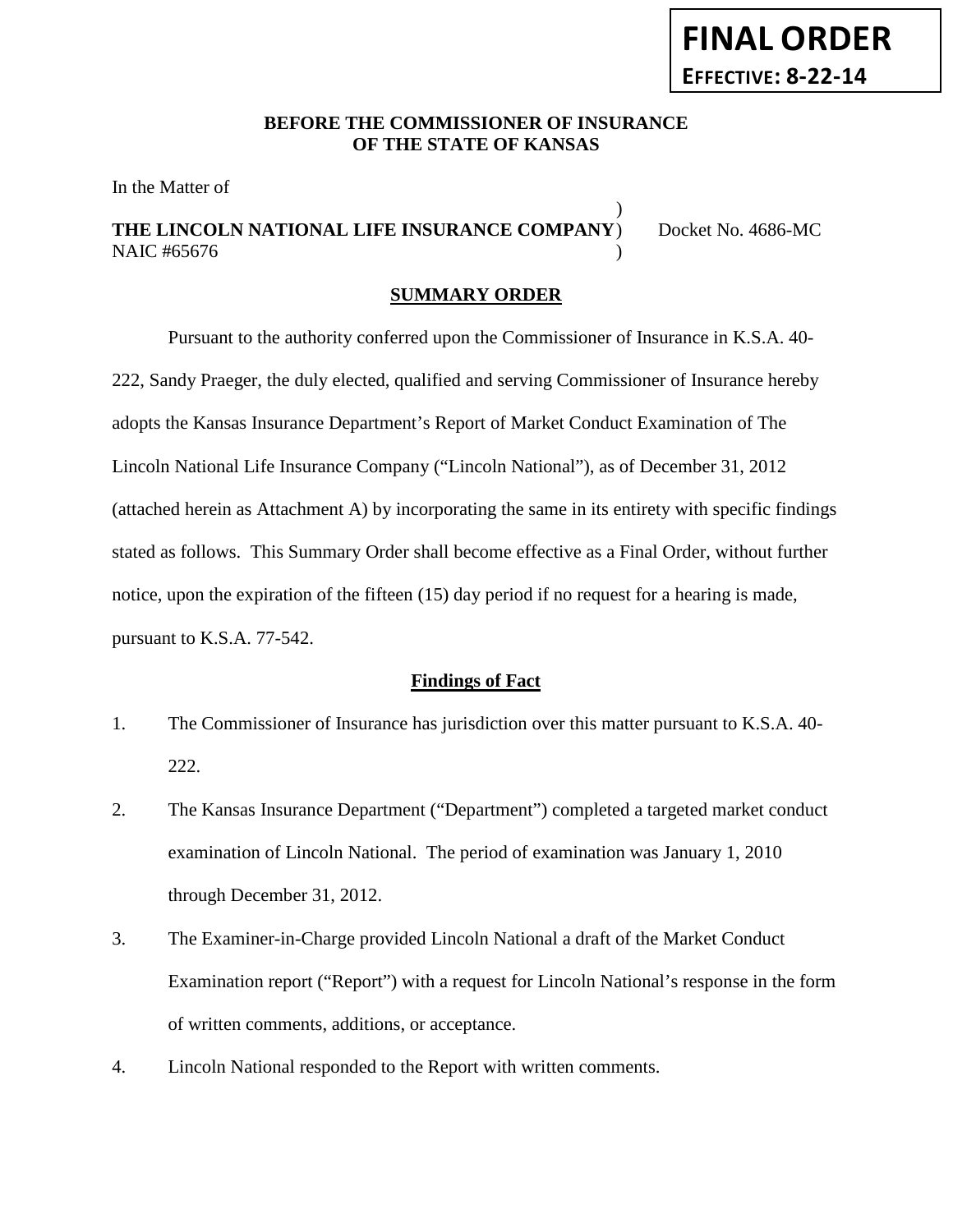**FINAL ORDER**
**EFFECTIVE: 8-22-14**

**BEFORE THE COMMISSIONER OF INSURANCE**
**OF THE STATE OF KANSAS**

In the Matter of

| | | |
|---|---|---|
| | ) | |
| **THE LINCOLN NATIONAL LIFE INSURANCE COMPANY** | ) | Docket No. 4686-MC |
| NAIC #65676 | ) | |

## SUMMARY ORDER

Pursuant to the authority conferred upon the Commissioner of Insurance in K.S.A. 40-222, Sandy Praeger, the duly elected, qualified and serving Commissioner of Insurance hereby adopts the Kansas Insurance Department's Report of Market Conduct Examination of The Lincoln National Life Insurance Company ("Lincoln National"), as of December 31, 2012 (attached herein as Attachment A) by incorporating the same in its entirety with specific findings stated as follows. This Summary Order shall become effective as a Final Order, without further notice, upon the expiration of the fifteen (15) day period if no request for a hearing is made, pursuant to K.S.A. 77-542.

### Findings of Fact

1. The Commissioner of Insurance has jurisdiction over this matter pursuant to K.S.A. 40-222.
2. The Kansas Insurance Department ("Department") completed a targeted market conduct examination of Lincoln National. The period of examination was January 1, 2010 through December 31, 2012.
3. The Examiner-in-Charge provided Lincoln National a draft of the Market Conduct Examination report ("Report") with a request for Lincoln National's response in the form of written comments, additions, or acceptance.
4. Lincoln National responded to the Report with written comments.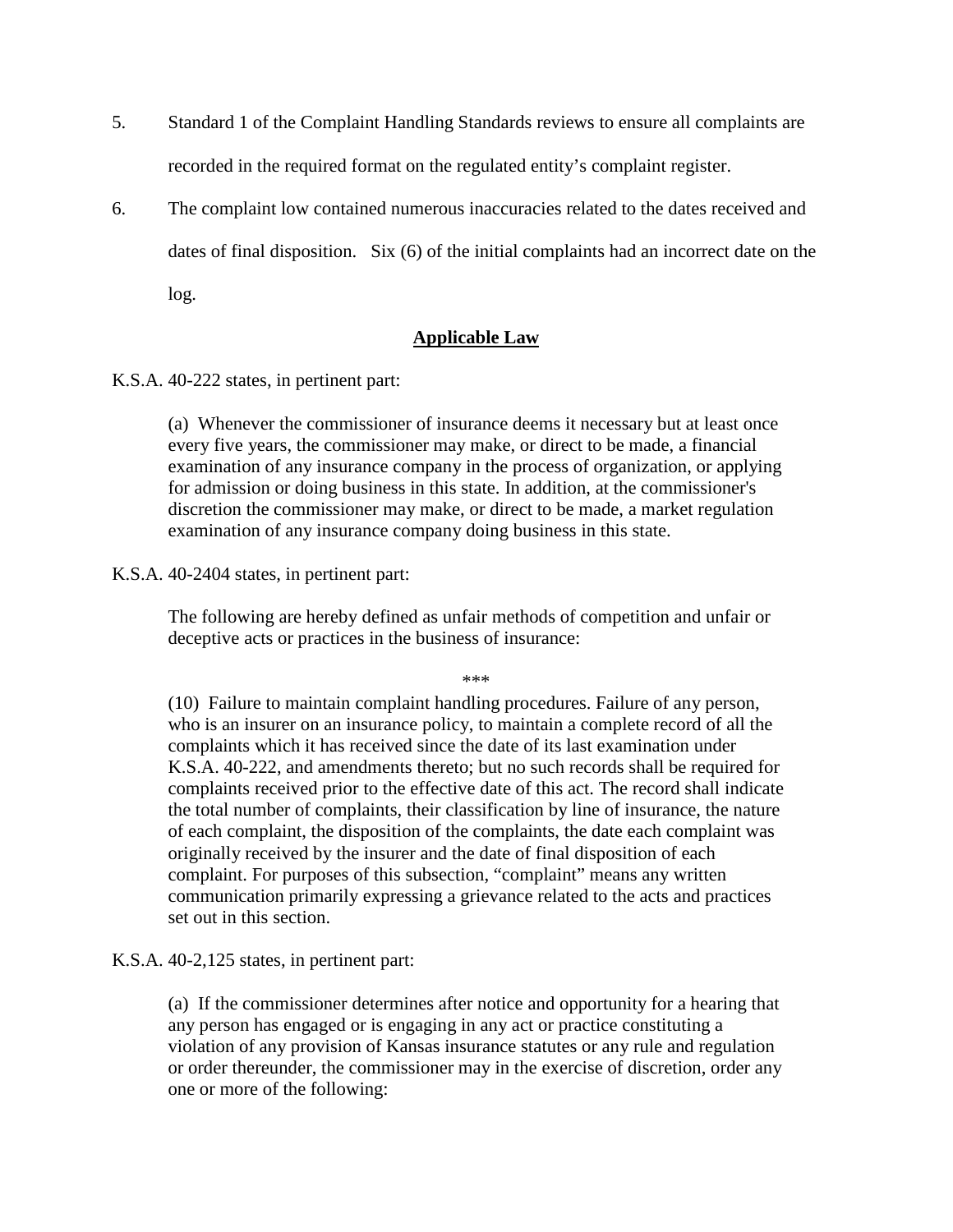5. Standard 1 of the Complaint Handling Standards reviews to ensure all complaints are recorded in the required format on the regulated entity's complaint register.

6. The complaint low contained numerous inaccuracies related to the dates received and dates of final disposition. Six (6) of the initial complaints had an incorrect date on the log.

## Applicable Law

K.S.A. 40-222 states, in pertinent part:

> (a) Whenever the commissioner of insurance deems it necessary but at least once every five years, the commissioner may make, or direct to be made, a financial examination of any insurance company in the process of organization, or applying for admission or doing business in this state. In addition, at the commissioner's discretion the commissioner may make, or direct to be made, a market regulation examination of any insurance company doing business in this state.

K.S.A. 40-2404 states, in pertinent part:

> The following are hereby defined as unfair methods of competition and unfair or deceptive acts or practices in the business of insurance:
>
> \*\*\*
>
> (10) Failure to maintain complaint handling procedures. Failure of any person, who is an insurer on an insurance policy, to maintain a complete record of all the complaints which it has received since the date of its last examination under K.S.A. 40-222, and amendments thereto; but no such records shall be required for complaints received prior to the effective date of this act. The record shall indicate the total number of complaints, their classification by line of insurance, the nature of each complaint, the disposition of the complaints, the date each complaint was originally received by the insurer and the date of final disposition of each complaint. For purposes of this subsection, "complaint" means any written communication primarily expressing a grievance related to the acts and practices set out in this section.

K.S.A. 40-2,125 states, in pertinent part:

> (a) If the commissioner determines after notice and opportunity for a hearing that any person has engaged or is engaging in any act or practice constituting a violation of any provision of Kansas insurance statutes or any rule and regulation or order thereunder, the commissioner may in the exercise of discretion, order any one or more of the following: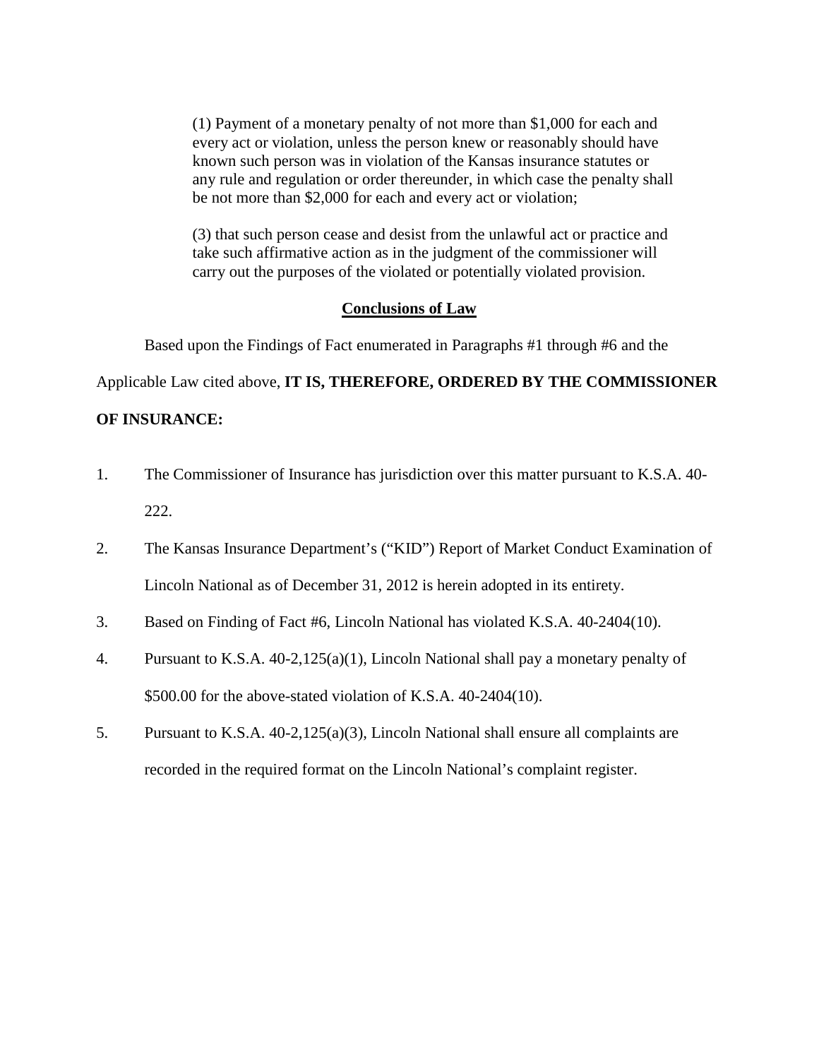> (1) Payment of a monetary penalty of not more than $1,000 for each and every act or violation, unless the person knew or reasonably should have known such person was in violation of the Kansas insurance statutes or any rule and regulation or order thereunder, in which case the penalty shall be not more than $2,000 for each and every act or violation;
>
> (3) that such person cease and desist from the unlawful act or practice and take such affirmative action as in the judgment of the commissioner will carry out the purposes of the violated or potentially violated provision.

## Conclusions of Law

Based upon the Findings of Fact enumerated in Paragraphs #1 through #6 and the Applicable Law cited above, **IT IS, THEREFORE, ORDERED BY THE COMMISSIONER OF INSURANCE:**

1. The Commissioner of Insurance has jurisdiction over this matter pursuant to K.S.A. 40-222.
2. The Kansas Insurance Department's ("KID") Report of Market Conduct Examination of Lincoln National as of December 31, 2012 is herein adopted in its entirety.
3. Based on Finding of Fact #6, Lincoln National has violated K.S.A. 40-2404(10).
4. Pursuant to K.S.A. 40-2,125(a)(1), Lincoln National shall pay a monetary penalty of $500.00 for the above-stated violation of K.S.A. 40-2404(10).
5. Pursuant to K.S.A. 40-2,125(a)(3), Lincoln National shall ensure all complaints are recorded in the required format on the Lincoln National's complaint register.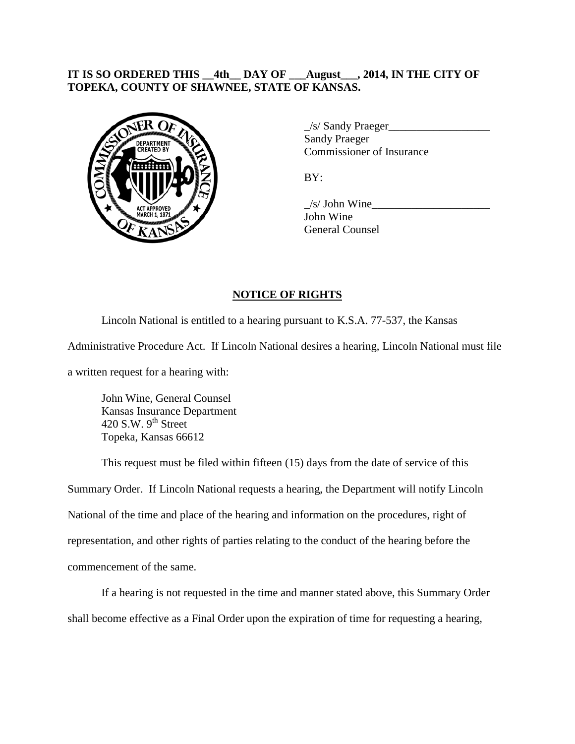**IT IS SO ORDERED THIS __4th__ DAY OF ___August___, 2014, IN THE CITY OF TOPEKA, COUNTY OF SHAWNEE, STATE OF KANSAS.**

_/s/ Sandy Praeger__________________
Sandy Praeger
Commissioner of Insurance

BY:

_/s/ John Wine_____________________
John Wine
General Counsel

## NOTICE OF RIGHTS

Lincoln National is entitled to a hearing pursuant to K.S.A. 77-537, the Kansas Administrative Procedure Act. If Lincoln National desires a hearing, Lincoln National must file a written request for a hearing with:

John Wine, General Counsel
Kansas Insurance Department
420 S.W. 9th Street
Topeka, Kansas 66612

This request must be filed within fifteen (15) days from the date of service of this Summary Order. If Lincoln National requests a hearing, the Department will notify Lincoln National of the time and place of the hearing and information on the procedures, right of representation, and other rights of parties relating to the conduct of the hearing before the commencement of the same.

If a hearing is not requested in the time and manner stated above, this Summary Order shall become effective as a Final Order upon the expiration of time for requesting a hearing,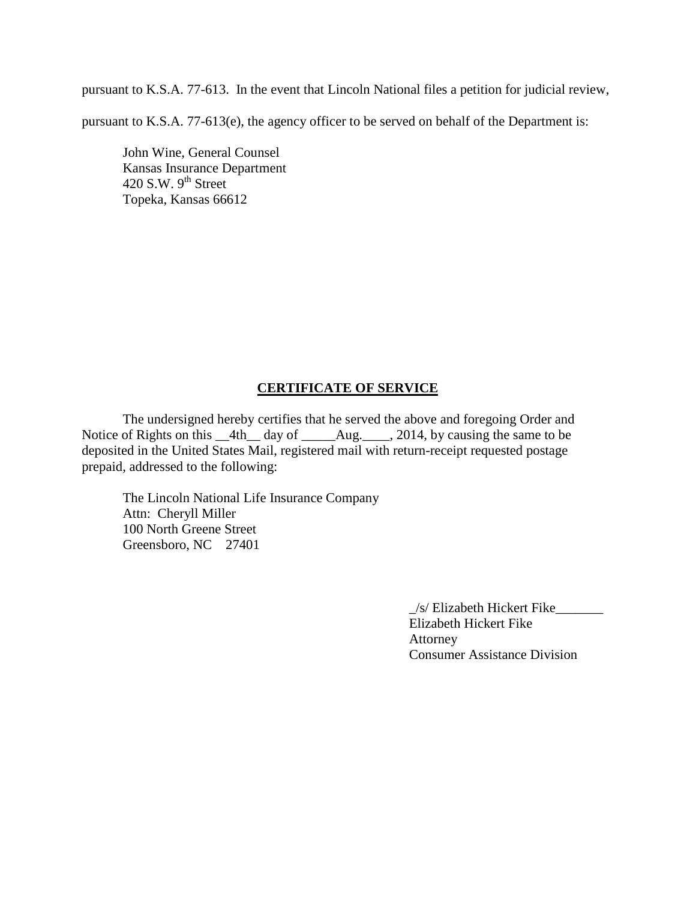pursuant to K.S.A. 77-613. In the event that Lincoln National files a petition for judicial review, pursuant to K.S.A. 77-613(e), the agency officer to be served on behalf of the Department is:

John Wine, General Counsel
Kansas Insurance Department
420 S.W. 9th Street
Topeka, Kansas 66612

## **CERTIFICATE OF SERVICE**

The undersigned hereby certifies that he served the above and foregoing Order and Notice of Rights on this __4th__ day of _____Aug.____, 2014, by causing the same to be deposited in the United States Mail, registered mail with return-receipt requested postage prepaid, addressed to the following:

The Lincoln National Life Insurance Company
Attn: Cheryll Miller
100 North Greene Street
Greensboro, NC 27401

_/s/ Elizabeth Hickert Fike_______
Elizabeth Hickert Fike
Attorney
Consumer Assistance Division